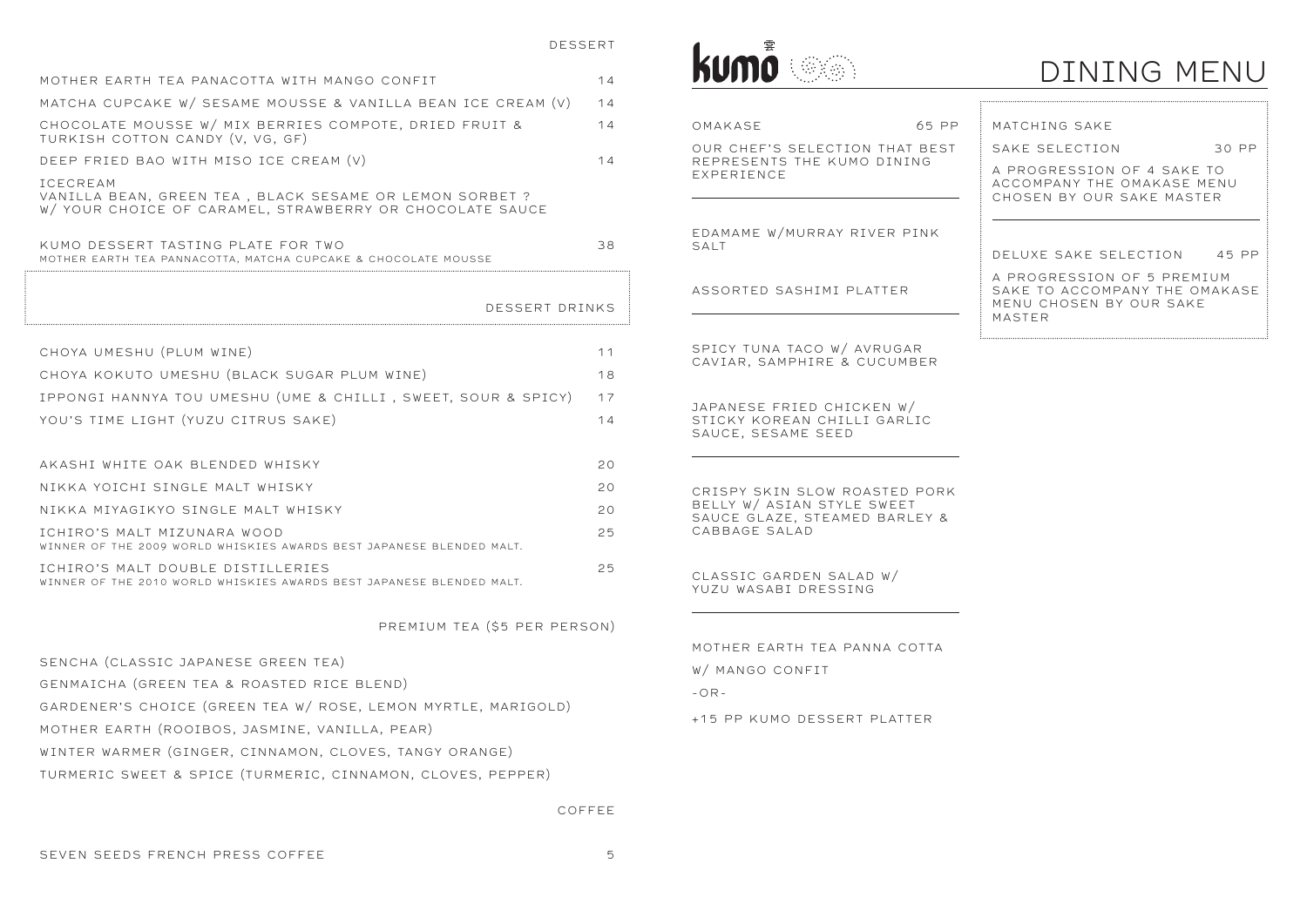## DESSERT

| | |
|---|---|
| MOTHER EARTH TEA PANACOTTA WITH MANGO CONFIT | 14 |
| MATCHA CUPCAKE W/ SESAME MOUSSE & VANILLA BEAN ICE CREAM (V) | 14 |
| CHOCOLATE MOUSSE W/ MIX BERRIES COMPOTE, DRIED FRUIT & TURKISH COTTON CANDY (V, VG, GF) | 14 |
| DEEP FRIED BAO WITH MISO ICE CREAM (V) | 14 |

ICECREAM
VANILLA BEAN, GREEN TEA , BLACK SESAME OR LEMON SORBET ?
W/ YOUR CHOICE OF CARAMEL, STRAWBERRY OR CHOCOLATE SAUCE

KUMO DESSERT TASTING PLATE FOR TWO — 38
MOTHER EARTH TEA PANNACOTTA, MATCHA CUPCAKE & CHOCOLATE MOUSSE

## DESSERT DRINKS

| | |
|---|---|
| CHOYA UMESHU (PLUM WINE) | 11 |
| CHOYA KOKUTO UMESHU (BLACK SUGAR PLUM WINE) | 18 |
| IPPONGI HANNYA TOU UMESHU (UME & CHILLI , SWEET, SOUR & SPICY) | 17 |
| YOU'S TIME LIGHT (YUZU CITRUS SAKE) | 14 |

| | |
|---|---|
| AKASHI WHITE OAK BLENDED WHISKY | 20 |
| NIKKA YOICHI SINGLE MALT WHISKY | 20 |
| NIKKA MIYAGIKYO SINGLE MALT WHISKY | 20 |
| ICHIRO'S MALT MIZUNARA WOOD<br>WINNER OF THE 2009 WORLD WHISKIES AWARDS BEST JAPANESE BLENDED MALT. | 25 |
| ICHIRO'S MALT DOUBLE DISTILLERIES<br>WINNER OF THE 2010 WORLD WHISKIES AWARDS BEST JAPANESE BLENDED MALT. | 25 |

## PREMIUM TEA ($5 PER PERSON)

SENCHA (CLASSIC JAPANESE GREEN TEA)
GENMAICHA (GREEN TEA & ROASTED RICE BLEND)
GARDENER'S CHOICE (GREEN TEA W/ ROSE, LEMON MYRTLE, MARIGOLD)
MOTHER EARTH (ROOIBOS, JASMINE, VANILLA, PEAR)
WINTER WARMER (GINGER, CINNAMON, CLOVES, TANGY ORANGE)
TURMERIC SWEET & SPICE (TURMERIC, CINNAMON, CLOVES, PEPPER)

## COFFEE

SEVEN SEEDS FRENCH PRESS COFFEE — 5

# kumo 雲

# DINING MENU

## OMAKASE — 65 PP

OUR CHEF'S SELECTION THAT BEST REPRESENTS THE KUMO DINING EXPERIENCE

---

EDAMAME W/MURRAY RIVER PINK SALT

ASSORTED SASHIMI PLATTER

---

SPICY TUNA TACO W/ AVRUGAR CAVIAR, SAMPHIRE & CUCUMBER

JAPANESE FRIED CHICKEN W/ STICKY KOREAN CHILLI GARLIC SAUCE, SESAME SEED

---

CRISPY SKIN SLOW ROASTED PORK BELLY W/ ASIAN STYLE SWEET SAUCE GLAZE, STEAMED BARLEY & CABBAGE SALAD

CLASSIC GARDEN SALAD W/ YUZU WASABI DRESSING

---

MOTHER EARTH TEA PANNA COTTA
W/ MANGO CONFIT
-OR-
+15 PP KUMO DESSERT PLATTER

## MATCHING SAKE

SAKE SELECTION — 30 PP

A PROGRESSION OF 4 SAKE TO ACCOMPANY THE OMAKASE MENU CHOSEN BY OUR SAKE MASTER

DELUXE SAKE SELECTION — 45 PP

A PROGRESSION OF 5 PREMIUM SAKE TO ACCOMPANY THE OMAKASE MENU CHOSEN BY OUR SAKE MASTER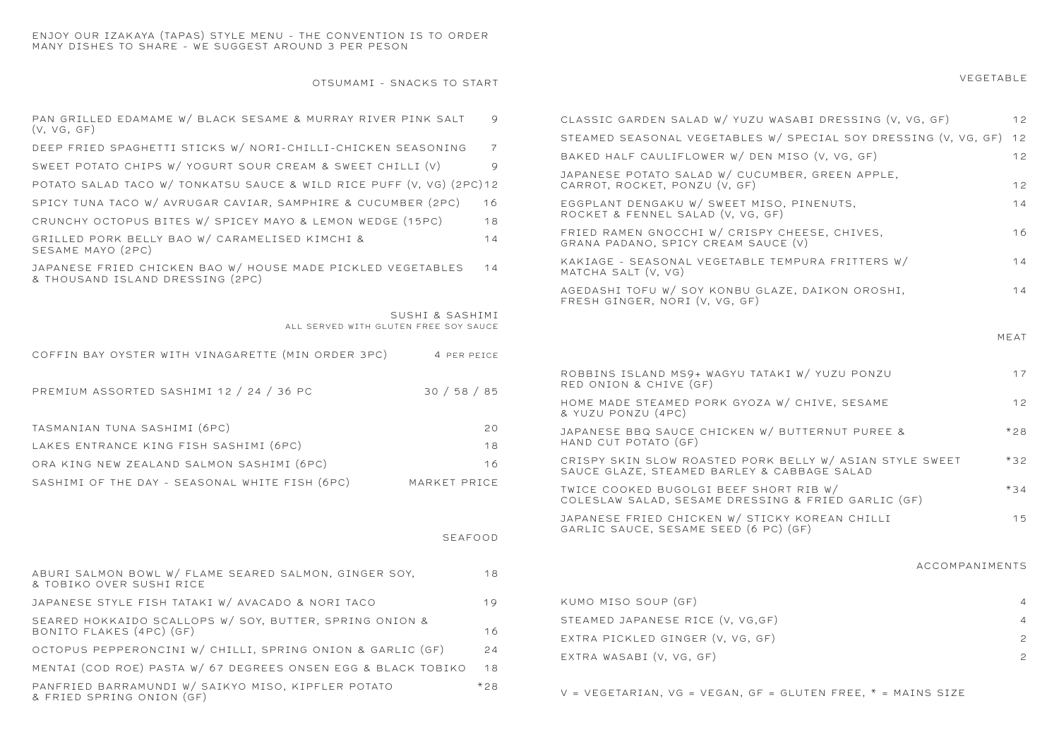ENJOY OUR IZAKAYA (TAPAS) STYLE MENU - THE CONVENTION IS TO ORDER MANY DISHES TO SHARE - WE SUGGEST AROUND 3 PER PESON

## OTSUMAMI - SNACKS TO START

| | |
|---|---|
| PAN GRILLED EDAMAME W/ BLACK SESAME & MURRAY RIVER PINK SALT (V, VG, GF) | 9 |
| DEEP FRIED SPAGHETTI STICKS W/ NORI-CHILLI-CHICKEN SEASONING | 7 |
| SWEET POTATO CHIPS W/ YOGURT SOUR CREAM & SWEET CHILLI (V) | 9 |
| POTATO SALAD TACO W/ TONKATSU SAUCE & WILD RICE PUFF (V, VG) (2PC) | 12 |
| SPICY TUNA TACO W/ AVRUGAR CAVIAR, SAMPHIRE & CUCUMBER (2PC) | 16 |
| CRUNCHY OCTOPUS BITES W/ SPICEY MAYO & LEMON WEDGE (15PC) | 18 |
| GRILLED PORK BELLY BAO W/ CARAMELISED KIMCHI & SESAME MAYO (2PC) | 14 |
| JAPANESE FRIED CHICKEN BAO W/ HOUSE MADE PICKLED VEGETABLES & THOUSAND ISLAND DRESSING (2PC) | 14 |

## SUSHI & SASHIMI

ALL SERVED WITH GLUTEN FREE SOY SAUCE

| | |
|---|---|
| COFFIN BAY OYSTER WITH VINAGARETTE (MIN ORDER 3PC) | 4 PER PEICE |
| PREMIUM ASSORTED SASHIMI 12 / 24 / 36 PC | 30 / 58 / 85 |
| TASMANIAN TUNA SASHIMI (6PC) | 20 |
| LAKES ENTRANCE KING FISH SASHIMI (6PC) | 18 |
| ORA KING NEW ZEALAND SALMON SASHIMI (6PC) | 16 |
| SASHIMI OF THE DAY - SEASONAL WHITE FISH (6PC) | MARKET PRICE |

## SEAFOOD

| | |
|---|---|
| ABURI SALMON BOWL W/ FLAME SEARED SALMON, GINGER SOY, & TOBIKO OVER SUSHI RICE | 18 |
| JAPANESE STYLE FISH TATAKI W/ AVACADO & NORI TACO | 19 |
| SEARED HOKKAIDO SCALLOPS W/ SOY, BUTTER, SPRING ONION & BONITO FLAKES (4PC) (GF) | 16 |
| OCTOPUS PEPPERONCINI W/ CHILLI, SPRING ONION & GARLIC (GF) | 24 |
| MENTAI (COD ROE) PASTA W/ 67 DEGREES ONSEN EGG & BLACK TOBIKO | 18 |
| PANFRIED BARRAMUNDI W/ SAIKYO MISO, KIPFLER POTATO & FRIED SPRING ONION (GF) | *28 |

## VEGETABLE

| | |
|---|---|
| CLASSIC GARDEN SALAD W/ YUZU WASABI DRESSING (V, VG, GF) | 12 |
| STEAMED SEASONAL VEGETABLES W/ SPECIAL SOY DRESSING (V, VG, GF) | 12 |
| BAKED HALF CAULIFLOWER W/ DEN MISO (V, VG, GF) | 12 |
| JAPANESE POTATO SALAD W/ CUCUMBER, GREEN APPLE, CARROT, ROCKET, PONZU (V, GF) | 12 |
| EGGPLANT DENGAKU W/ SWEET MISO, PINENUTS, ROCKET & FENNEL SALAD (V, VG, GF) | 14 |
| FRIED RAMEN GNOCCHI W/ CRISPY CHEESE, CHIVES, GRANA PADANO, SPICY CREAM SAUCE (V) | 16 |
| KAKIAGE - SEASONAL VEGETABLE TEMPURA FRITTERS W/ MATCHA SALT (V, VG) | 14 |
| AGEDASHI TOFU W/ SOY KONBU GLAZE, DAIKON OROSHI, FRESH GINGER, NORI (V, VG, GF) | 14 |

## MEAT

| | |
|---|---|
| ROBBINS ISLAND MS9+ WAGYU TATAKI W/ YUZU PONZU RED ONION & CHIVE (GF) | 17 |
| HOME MADE STEAMED PORK GYOZA W/ CHIVE, SESAME & YUZU PONZU (4PC) | 12 |
| JAPANESE BBQ SAUCE CHICKEN W/ BUTTERNUT PUREE & HAND CUT POTATO (GF) | *28 |
| CRISPY SKIN SLOW ROASTED PORK BELLY W/ ASIAN STYLE SWEET SAUCE GLAZE, STEAMED BARLEY & CABBAGE SALAD | *32 |
| TWICE COOKED BUGOLGI BEEF SHORT RIB W/ COLESLAW SALAD, SESAME DRESSING & FRIED GARLIC (GF) | *34 |
| JAPANESE FRIED CHICKEN W/ STICKY KOREAN CHILLI GARLIC SAUCE, SESAME SEED (6 PC) (GF) | 15 |

## ACCOMPANIMENTS

| | |
|---|---|
| KUMO MISO SOUP (GF) | 4 |
| STEAMED JAPANESE RICE (V, VG,GF) | 4 |
| EXTRA PICKLED GINGER (V, VG, GF) | 2 |
| EXTRA WASABI (V, VG, GF) | 2 |

V = VEGETARIAN, VG = VEGAN, GF = GLUTEN FREE, * = MAINS SIZE